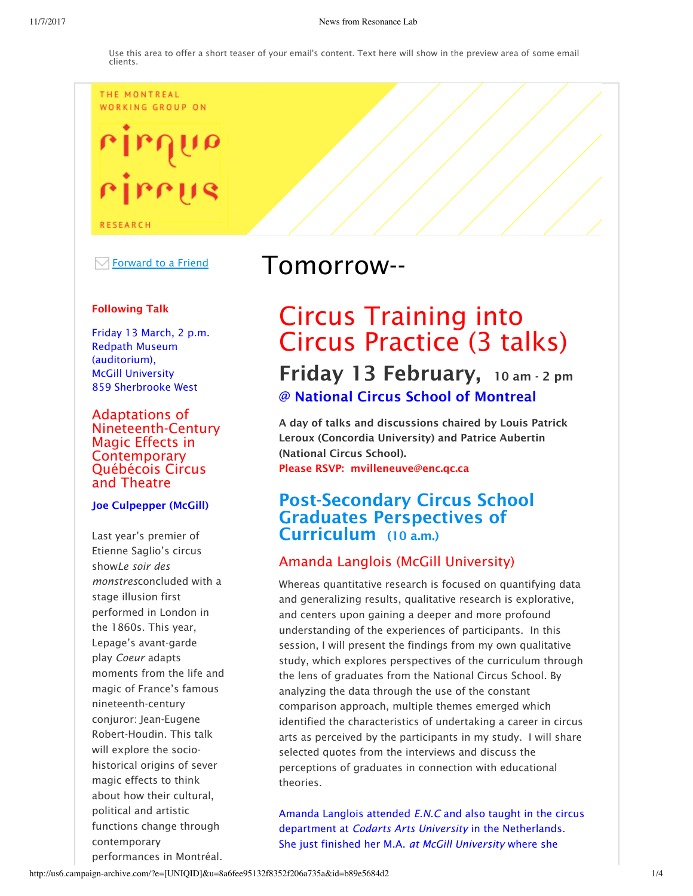Use this area to offer a short teaser of your email's content. Text here will show in the preview area of some email clients.

THE MONTREAL WORKING GROUP ON

cirque circus

RESEARCH

Forward to a Friend

# Tomorrow--

# Circus Training into Circus Practice (3 talks)

## Friday 13 February, 10 am - 2 pm

### @ National Circus School of Montreal

**A day of talks and discussions chaired by Louis Patrick Leroux (Concordia University) and Patrice Aubertin (National Circus School).**

**Please RSVP: mvilleneuve@enc.qc.ca**

## Post-Secondary Circus School Graduates Perspectives of Curriculum (10 a.m.)

### Amanda Langlois (McGill University)

Whereas quantitative research is focused on quantifying data and generalizing results, qualitative research is explorative, and centers upon gaining a deeper and more profound understanding of the experiences of participants. In this session, I will present the findings from my own qualitative study, which explores perspectives of the curriculum through the lens of graduates from the National Circus School. By analyzing the data through the use of the constant comparison approach, multiple themes emerged which identified the characteristics of undertaking a career in circus arts as perceived by the participants in my study. I will share selected quotes from the interviews and discuss the perceptions of graduates in connection with educational theories.

Amanda Langlois attended *E.N.C* and also taught in the circus department at *Codarts Arts University* in the Netherlands. She just finished her M.A. *at McGill University* where she

**Following Talk**

Friday 13 March, 2 p.m.
Redpath Museum (auditorium),
McGill University
859 Sherbrooke West

## Adaptations of Nineteenth-Century Magic Effects in Contemporary Québécois Circus and Theatre

**Joe Culpepper (McGill)**

Last year's premier of Etienne Saglio's circus show*Le soir des monstres*concluded with a stage illusion first performed in London in the 1860s. This year, Lepage's avant-garde play *Coeur* adapts moments from the life and magic of France's famous nineteenth-century conjuror: Jean-Eugene Robert-Houdin. This talk will explore the socio-historical origins of sever magic effects to think about how their cultural, political and artistic functions change through contemporary performances in Montréal.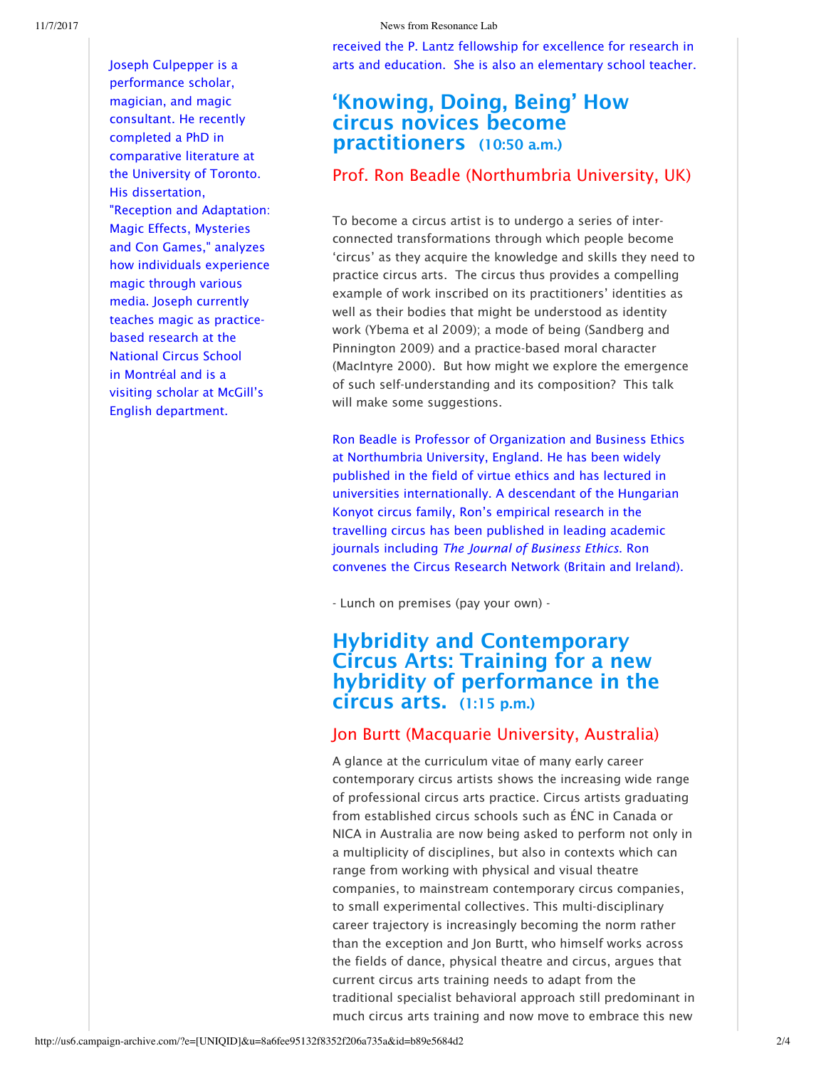Joseph Culpepper is a performance scholar, magician, and magic consultant. He recently completed a PhD in comparative literature at the University of Toronto. His dissertation, "Reception and Adaptation: Magic Effects, Mysteries and Con Games," analyzes how individuals experience magic through various media. Joseph currently teaches magic as practice-based research at the National Circus School in Montréal and is a visiting scholar at McGill's English department.

received the P. Lantz fellowship for excellence for research in arts and education. She is also an elementary school teacher.

## 'Knowing, Doing, Being' How circus novices become practitioners (10:50 a.m.)

### Prof. Ron Beadle (Northumbria University, UK)

To become a circus artist is to undergo a series of inter-connected transformations through which people become 'circus' as they acquire the knowledge and skills they need to practice circus arts. The circus thus provides a compelling example of work inscribed on its practitioners' identities as well as their bodies that might be understood as identity work (Ybema et al 2009); a mode of being (Sandberg and Pinnington 2009) and a practice-based moral character (MacIntyre 2000). But how might we explore the emergence of such self-understanding and its composition? This talk will make some suggestions.

Ron Beadle is Professor of Organization and Business Ethics at Northumbria University, England. He has been widely published in the field of virtue ethics and has lectured in universities internationally. A descendant of the Hungarian Konyot circus family, Ron's empirical research in the travelling circus has been published in leading academic journals including *The Journal of Business Ethics.* Ron convenes the Circus Research Network (Britain and Ireland).

- Lunch on premises (pay your own) -

## Hybridity and Contemporary Circus Arts: Training for a new hybridity of performance in the circus arts. (1:15 p.m.)

### Jon Burtt (Macquarie University, Australia)

A glance at the curriculum vitae of many early career contemporary circus artists shows the increasing wide range of professional circus arts practice. Circus artists graduating from established circus schools such as ÉNC in Canada or NICA in Australia are now being asked to perform not only in a multiplicity of disciplines, but also in contexts which can range from working with physical and visual theatre companies, to mainstream contemporary circus companies, to small experimental collectives. This multi-disciplinary career trajectory is increasingly becoming the norm rather than the exception and Jon Burtt, who himself works across the fields of dance, physical theatre and circus, argues that current circus arts training needs to adapt from the traditional specialist behavioral approach still predominant in much circus arts training and now move to embrace this new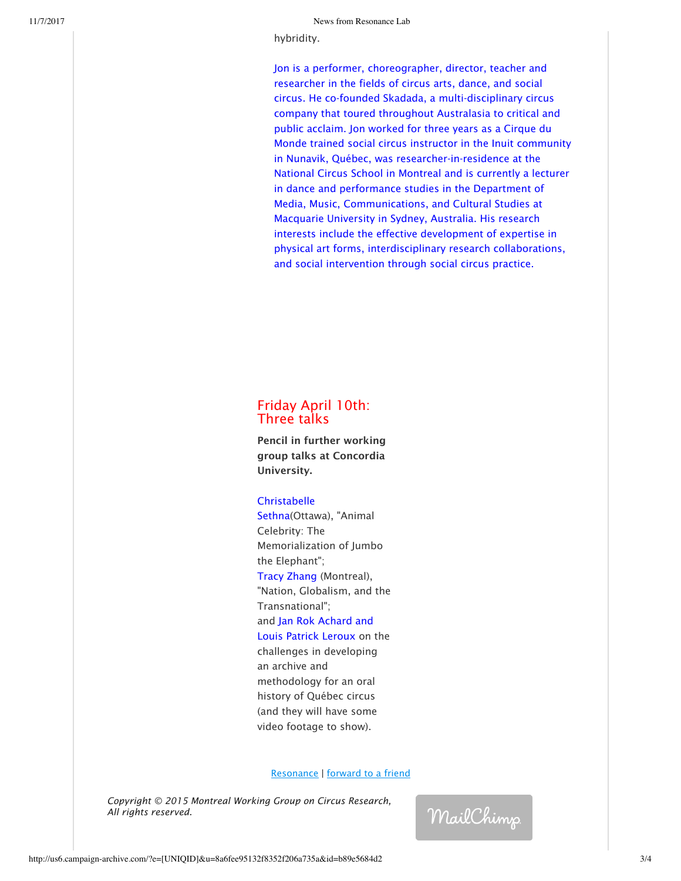hybridity.

Jon is a performer, choreographer, director, teacher and researcher in the fields of circus arts, dance, and social circus. He co-founded Skadada, a multi-disciplinary circus company that toured throughout Australasia to critical and public acclaim. Jon worked for three years as a Cirque du Monde trained social circus instructor in the Inuit community in Nunavik, Québec, was researcher-in-residence at the National Circus School in Montreal and is currently a lecturer in dance and performance studies in the Department of Media, Music, Communications, and Cultural Studies at Macquarie University in Sydney, Australia. His research interests include the effective development of expertise in physical art forms, interdisciplinary research collaborations, and social intervention through social circus practice.

## Friday April 10th: Three talks

**Pencil in further working group talks at Concordia University.**

Christabelle Sethna(Ottawa), "Animal Celebrity: The Memorialization of Jumbo the Elephant";
Tracy Zhang (Montreal), "Nation, Globalism, and the Transnational";
and Jan Rok Achard and Louis Patrick Leroux on the challenges in developing an archive and methodology for an oral history of Québec circus (and they will have some video footage to show).

Resonance | forward to a friend

*Copyright © 2015 Montreal Working Group on Circus Research, All rights reserved.*

MailChimp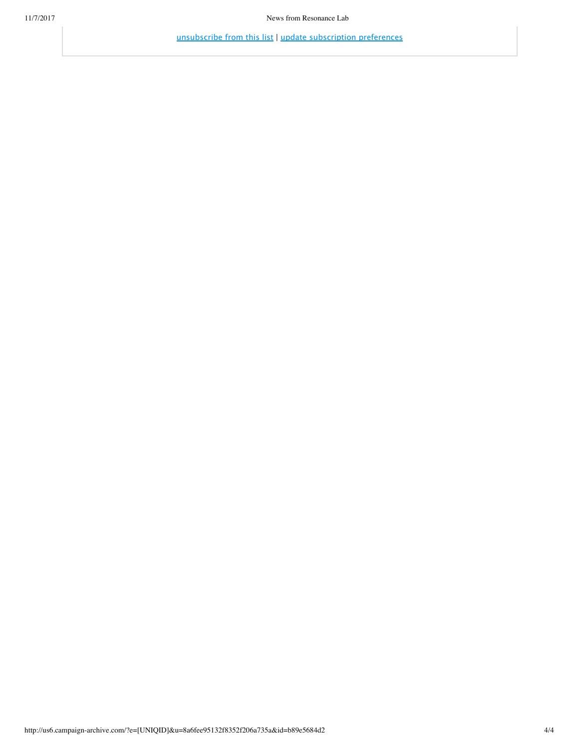[unsubscribe from this list](#) | [update subscription preferences](#)